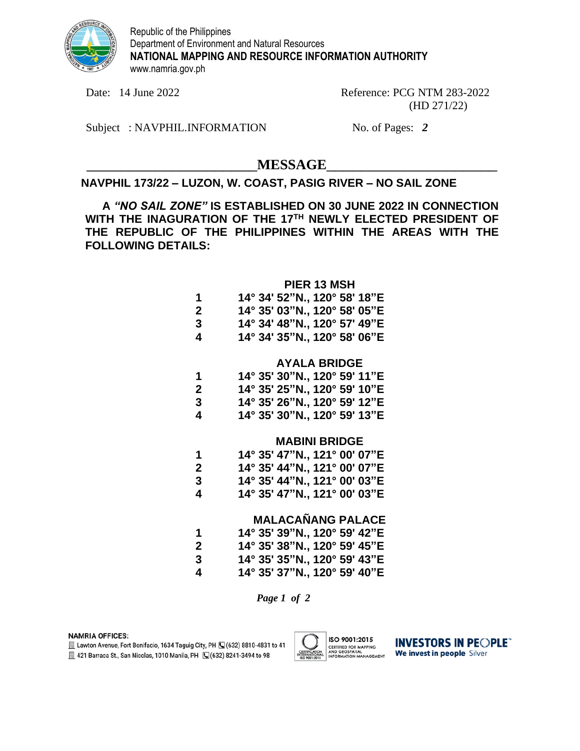Republic of the Philippines
Department of Environment and Natural Resources
**NATIONAL MAPPING AND RESOURCE INFORMATION AUTHORITY**
www.namria.gov.ph

Date: 14 June 2022

Reference: PCG NTM 283-2022
(HD 271/22)

Subject : NAVPHIL.INFORMATION

No. of Pages: *2*

## MESSAGE

**NAVPHIL 173/22 – LUZON, W. COAST, PASIG RIVER – NO SAIL ZONE**

**A *"NO SAIL ZONE"* IS ESTABLISHED ON 30 JUNE 2022 IN CONNECTION WITH THE INAGURATION OF THE 17TH NEWLY ELECTED PRESIDENT OF THE REPUBLIC OF THE PHILIPPINES WITHIN THE AREAS WITH THE FOLLOWING DETAILS:**

**PIER 13 MSH**

| | |
|---|---|
| 1 | 14° 34' 52"N., 120° 58' 18"E |
| 2 | 14° 35' 03"N., 120° 58' 05"E |
| 3 | 14° 34' 48"N., 120° 57' 49"E |
| 4 | 14° 34' 35"N., 120° 58' 06"E |

**AYALA BRIDGE**

| | |
|---|---|
| 1 | 14° 35' 30"N., 120° 59' 11"E |
| 2 | 14° 35' 25"N., 120° 59' 10"E |
| 3 | 14° 35' 26"N., 120° 59' 12"E |
| 4 | 14° 35' 30"N., 120° 59' 13"E |

**MABINI BRIDGE**

| | |
|---|---|
| 1 | 14° 35' 47"N., 121° 00' 07"E |
| 2 | 14° 35' 44"N., 121° 00' 07"E |
| 3 | 14° 35' 44"N., 121° 00' 03"E |
| 4 | 14° 35' 47"N., 121° 00' 03"E |

**MALACAÑANG PALACE**

| | |
|---|---|
| 1 | 14° 35' 39"N., 120° 59' 42"E |
| 2 | 14° 35' 38"N., 120° 59' 45"E |
| 3 | 14° 35' 35"N., 120° 59' 43"E |
| 4 | 14° 35' 37"N., 120° 59' 40"E |

NAMRIA OFFICES:
Lawton Avenue, Fort Bonifacio, 1634 Taguig City, PH (632) 8810-4831 to 41
421 Barraca St., San Nicolas, 1010 Manila, PH (632) 8241-3494 to 98

ISO 9001:2015 CERTIFIED FOR MAPPING AND GEOSPATIAL INFORMATION MANAGEMENT

INVESTORS IN PEOPLE We invest in people Silver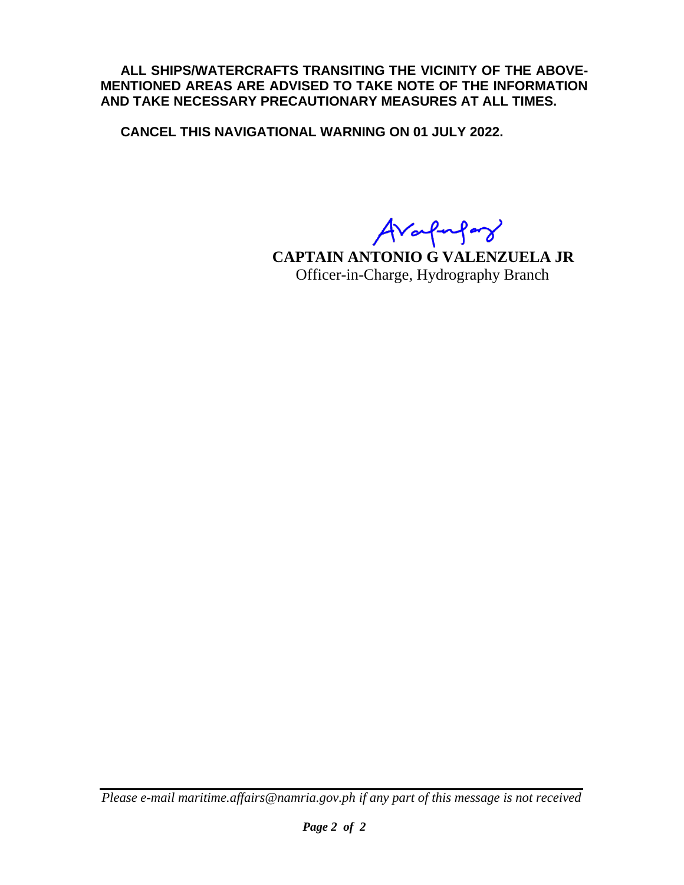**ALL SHIPS/WATERCRAFTS TRANSITING THE VICINITY OF THE ABOVE-MENTIONED AREAS ARE ADVISED TO TAKE NOTE OF THE INFORMATION AND TAKE NECESSARY PRECAUTIONARY MEASURES AT ALL TIMES.**

**CANCEL THIS NAVIGATIONAL WARNING ON 01 JULY 2022.**

**CAPTAIN ANTONIO G VALENZUELA JR**
Officer-in-Charge, Hydrography Branch

*Please e-mail maritime.affairs@namria.gov.ph if any part of this message is not received*